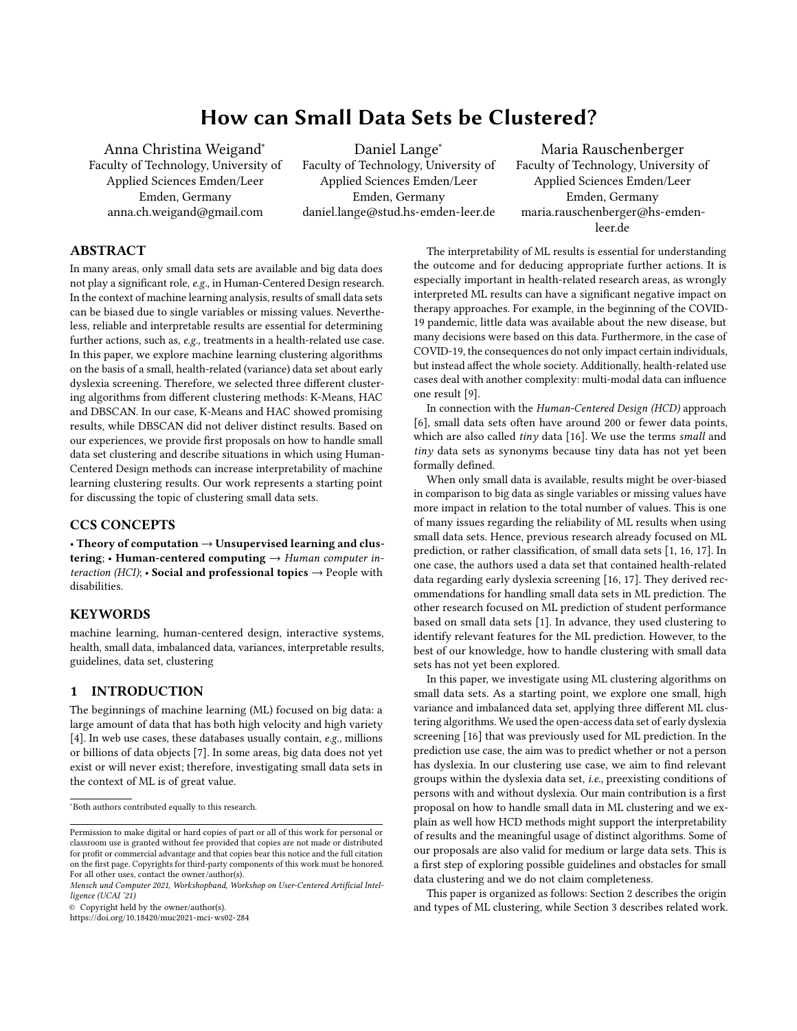# How can Small Data Sets be Clustered?

Anna Christina Weigand*
Faculty of Technology, University of Applied Sciences Emden/Leer
Emden, Germany
anna.ch.weigand@gmail.com

Daniel Lange*
Faculty of Technology, University of Applied Sciences Emden/Leer
Emden, Germany
daniel.lange@stud.hs-emden-leer.de

Maria Rauschenberger
Faculty of Technology, University of Applied Sciences Emden/Leer
Emden, Germany
maria.rauschenberger@hs-emden-leer.de

## ABSTRACT

In many areas, only small data sets are available and big data does not play a significant role, *e.g.,* in Human-Centered Design research. In the context of machine learning analysis, results of small data sets can be biased due to single variables or missing values. Nevertheless, reliable and interpretable results are essential for determining further actions, such as, *e.g.,* treatments in a health-related use case. In this paper, we explore machine learning clustering algorithms on the basis of a small, health-related (variance) data set about early dyslexia screening. Therefore, we selected three different clustering algorithms from different clustering methods: K-Means, HAC and DBSCAN. In our case, K-Means and HAC showed promising results, while DBSCAN did not deliver distinct results. Based on our experiences, we provide first proposals on how to handle small data set clustering and describe situations in which using Human-Centered Design methods can increase interpretability of machine learning clustering results. Our work represents a starting point for discussing the topic of clustering small data sets.

## CCS CONCEPTS

• **Theory of computation** → **Unsupervised learning and clustering**; • **Human-centered computing** → *Human computer interaction (HCI)*; • **Social and professional topics** → People with disabilities.

## KEYWORDS

machine learning, human-centered design, interactive systems, health, small data, imbalanced data, variances, interpretable results, guidelines, data set, clustering

## 1 INTRODUCTION

The beginnings of machine learning (ML) focused on big data: a large amount of data that has both high velocity and high variety [4]. In web use cases, these databases usually contain, *e.g.,* millions or billions of data objects [7]. In some areas, big data does not yet exist or will never exist; therefore, investigating small data sets in the context of ML is of great value.

The interpretability of ML results is essential for understanding the outcome and for deducing appropriate further actions. It is especially important in health-related research areas, as wrongly interpreted ML results can have a significant negative impact on therapy approaches. For example, in the beginning of the COVID-19 pandemic, little data was available about the new disease, but many decisions were based on this data. Furthermore, in the case of COVID-19, the consequences do not only impact certain individuals, but instead affect the whole society. Additionally, health-related use cases deal with another complexity: multi-modal data can influence one result [9].

In connection with the *Human-Centered Design (HCD)* approach [6], small data sets often have around 200 or fewer data points, which are also called *tiny* data [16]. We use the terms *small* and *tiny* data sets as synonyms because tiny data has not yet been formally defined.

When only small data is available, results might be over-biased in comparison to big data as single variables or missing values have more impact in relation to the total number of values. This is one of many issues regarding the reliability of ML results when using small data sets. Hence, previous research already focused on ML prediction, or rather classification, of small data sets [1, 16, 17]. In one case, the authors used a data set that contained health-related data regarding early dyslexia screening [16, 17]. They derived recommendations for handling small data sets in ML prediction. The other research focused on ML prediction of student performance based on small data sets [1]. In advance, they used clustering to identify relevant features for the ML prediction. However, to the best of our knowledge, how to handle clustering with small data sets has not yet been explored.

In this paper, we investigate using ML clustering algorithms on small data sets. As a starting point, we explore one small, high variance and imbalanced data set, applying three different ML clustering algorithms. We used the open-access data set of early dyslexia screening [16] that was previously used for ML prediction. In the prediction use case, the aim was to predict whether or not a person has dyslexia. In our clustering use case, we aim to find relevant groups within the dyslexia data set, *i.e.,* preexisting conditions of persons with and without dyslexia. Our main contribution is a first proposal on how to handle small data in ML clustering and we explain as well how HCD methods might support the interpretability of results and the meaningful usage of distinct algorithms. Some of our proposals are also valid for medium or large data sets. This is a first step of exploring possible guidelines and obstacles for small data clustering and we do not claim completeness.

This paper is organized as follows: Section 2 describes the origin and types of ML clustering, while Section 3 describes related work.

---

*Both authors contributed equally to this research.

Permission to make digital or hard copies of part or all of this work for personal or classroom use is granted without fee provided that copies are not made or distributed for profit or commercial advantage and that copies bear this notice and the full citation on the first page. Copyrights for third-party components of this work must be honored. For all other uses, contact the owner/author(s).

*Mensch und Computer 2021, Workshopband, Workshop on User-Centered Artificial Intelligence (UCAI '21)*

© Copyright held by the owner/author(s).

https://doi.org/10.18420/muc2021-mci-ws02-284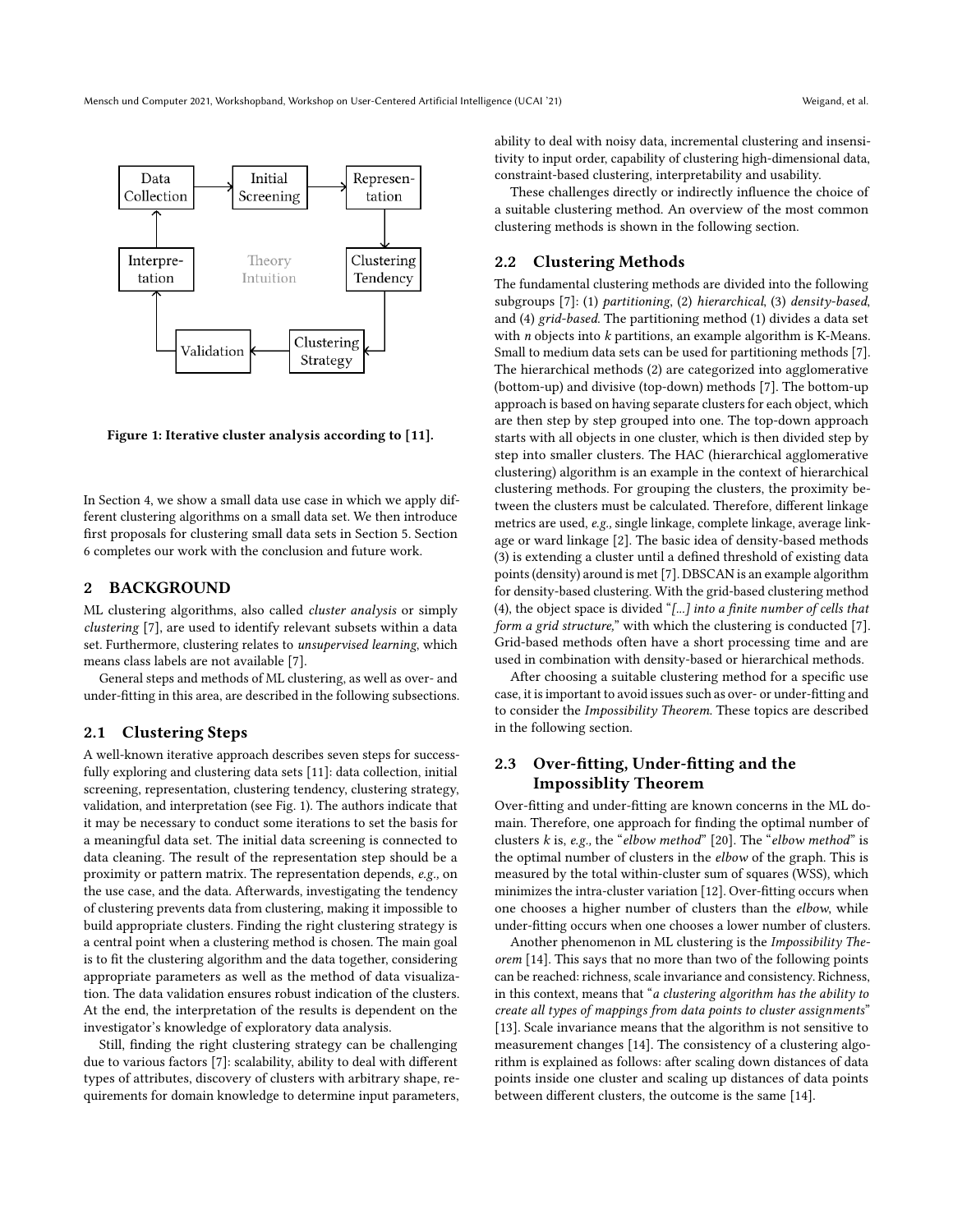Figure 1: Iterative cluster analysis according to [11].

In Section 4, we show a small data use case in which we apply different clustering algorithms on a small data set. We then introduce first proposals for clustering small data sets in Section 5. Section 6 completes our work with the conclusion and future work.

## 2 BACKGROUND

ML clustering algorithms, also called *cluster analysis* or simply *clustering* [7], are used to identify relevant subsets within a data set. Furthermore, clustering relates to *unsupervised learning*, which means class labels are not available [7].

General steps and methods of ML clustering, as well as over- and under-fitting in this area, are described in the following subsections.

### 2.1 Clustering Steps

A well-known iterative approach describes seven steps for successfully exploring and clustering data sets [11]: data collection, initial screening, representation, clustering tendency, clustering strategy, validation, and interpretation (see Fig. 1). The authors indicate that it may be necessary to conduct some iterations to set the basis for a meaningful data set. The initial data screening is connected to data cleaning. The result of the representation step should be a proximity or pattern matrix. The representation depends, *e.g.,* on the use case, and the data. Afterwards, investigating the tendency of clustering prevents data from clustering, making it impossible to build appropriate clusters. Finding the right clustering strategy is a central point when a clustering method is chosen. The main goal is to fit the clustering algorithm and the data together, considering appropriate parameters as well as the method of data visualization. The data validation ensures robust indication of the clusters. At the end, the interpretation of the results is dependent on the investigator's knowledge of exploratory data analysis.

Still, finding the right clustering strategy can be challenging due to various factors [7]: scalability, ability to deal with different types of attributes, discovery of clusters with arbitrary shape, requirements for domain knowledge to determine input parameters, ability to deal with noisy data, incremental clustering and insensitivity to input order, capability of clustering high-dimensional data, constraint-based clustering, interpretability and usability.

These challenges directly or indirectly influence the choice of a suitable clustering method. An overview of the most common clustering methods is shown in the following section.

### 2.2 Clustering Methods

The fundamental clustering methods are divided into the following subgroups [7]: (1) *partitioning*, (2) *hierarchical*, (3) *density-based*, and (4) *grid-based*. The partitioning method (1) divides a data set with $n$ objects into $k$ partitions, an example algorithm is K-Means. Small to medium data sets can be used for partitioning methods [7]. The hierarchical methods (2) are categorized into agglomerative (bottom-up) and divisive (top-down) methods [7]. The bottom-up approach is based on having separate clusters for each object, which are then step by step grouped into one. The top-down approach starts with all objects in one cluster, which is then divided step by step into smaller clusters. The HAC (hierarchical agglomerative clustering) algorithm is an example in the context of hierarchical clustering methods. For grouping the clusters, the proximity between the clusters must be calculated. Therefore, different linkage metrics are used, *e.g.,* single linkage, complete linkage, average linkage or ward linkage [2]. The basic idea of density-based methods (3) is extending a cluster until a defined threshold of existing data points (density) around is met [7]. DBSCAN is an example algorithm for density-based clustering. With the grid-based clustering method (4), the object space is divided "*[...] into a finite number of cells that form a grid structure*," with which the clustering is conducted [7]. Grid-based methods often have a short processing time and are used in combination with density-based or hierarchical methods.

After choosing a suitable clustering method for a specific use case, it is important to avoid issues such as over- or under-fitting and to consider the *Impossibility Theorem*. These topics are described in the following section.

### 2.3 Over-fitting, Under-fitting and the Impossiblity Theorem

Over-fitting and under-fitting are known concerns in the ML domain. Therefore, one approach for finding the optimal number of clusters $k$ is, *e.g.,* the "*elbow method*" [20]. The "*elbow method*" is the optimal number of clusters in the *elbow* of the graph. This is measured by the total within-cluster sum of squares (WSS), which minimizes the intra-cluster variation [12]. Over-fitting occurs when one chooses a higher number of clusters than the *elbow*, while under-fitting occurs when one chooses a lower number of clusters.

Another phenomenon in ML clustering is the *Impossibility Theorem* [14]. This says that no more than two of the following points can be reached: richness, scale invariance and consistency. Richness, in this context, means that "*a clustering algorithm has the ability to create all types of mappings from data points to cluster assignments*" [13]. Scale invariance means that the algorithm is not sensitive to measurement changes [14]. The consistency of a clustering algorithm is explained as follows: after scaling down distances of data points inside one cluster and scaling up distances of data points between different clusters, the outcome is the same [14].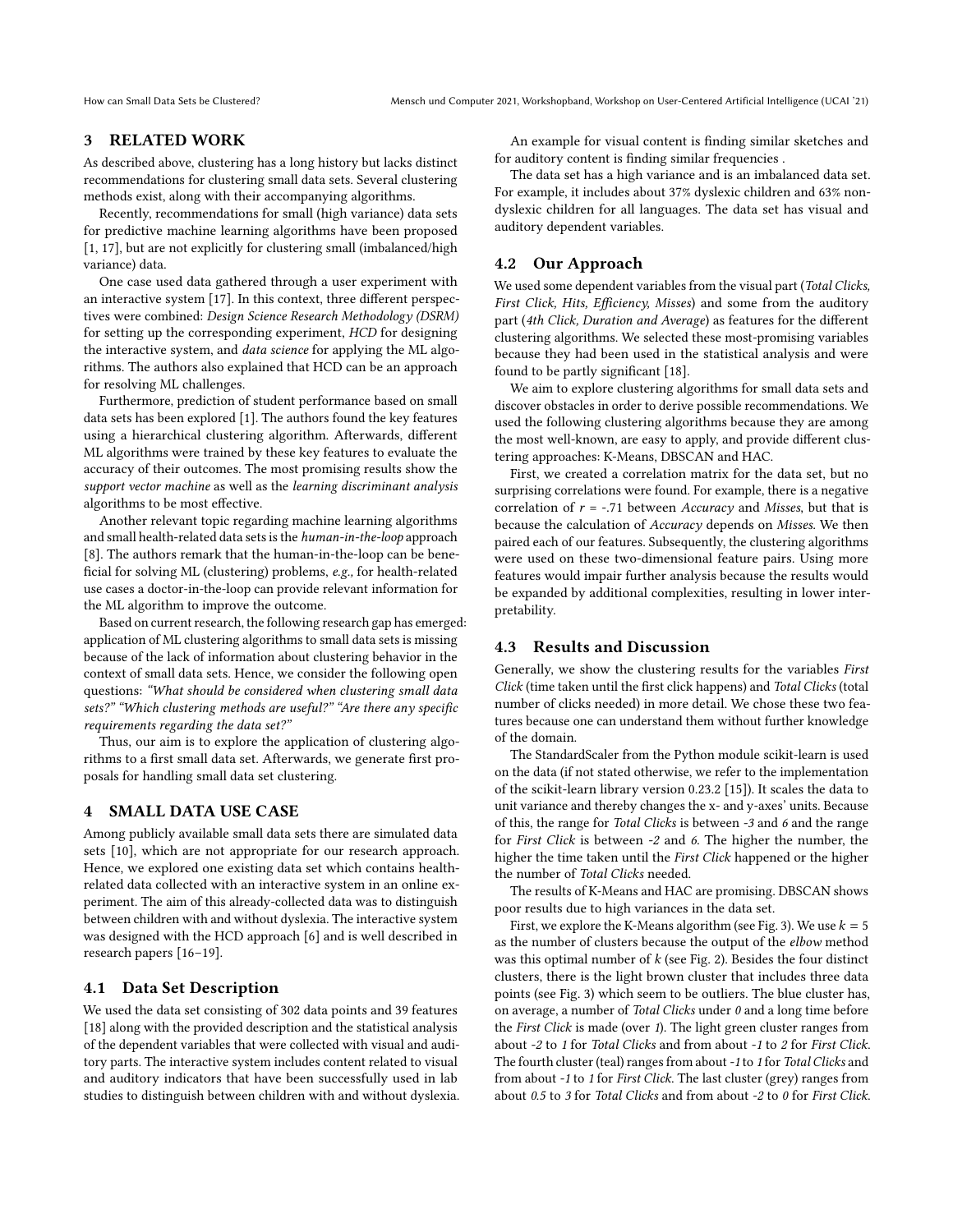## 3 RELATED WORK

As described above, clustering has a long history but lacks distinct recommendations for clustering small data sets. Several clustering methods exist, along with their accompanying algorithms.

Recently, recommendations for small (high variance) data sets for predictive machine learning algorithms have been proposed [1, 17], but are not explicitly for clustering small (imbalanced/high variance) data.

One case used data gathered through a user experiment with an interactive system [17]. In this context, three different perspectives were combined: *Design Science Research Methodology (DSRM)* for setting up the corresponding experiment, *HCD* for designing the interactive system, and *data science* for applying the ML algorithms. The authors also explained that HCD can be an approach for resolving ML challenges.

Furthermore, prediction of student performance based on small data sets has been explored [1]. The authors found the key features using a hierarchical clustering algorithm. Afterwards, different ML algorithms were trained by these key features to evaluate the accuracy of their outcomes. The most promising results show the *support vector machine* as well as the *learning discriminant analysis* algorithms to be most effective.

Another relevant topic regarding machine learning algorithms and small health-related data sets is the *human-in-the-loop* approach [8]. The authors remark that the human-in-the-loop can be beneficial for solving ML (clustering) problems, *e.g.,* for health-related use cases a doctor-in-the-loop can provide relevant information for the ML algorithm to improve the outcome.

Based on current research, the following research gap has emerged: application of ML clustering algorithms to small data sets is missing because of the lack of information about clustering behavior in the context of small data sets. Hence, we consider the following open questions: *"What should be considered when clustering small data sets?" "Which clustering methods are useful?" "Are there any specific requirements regarding the data set?"*

Thus, our aim is to explore the application of clustering algorithms to a first small data set. Afterwards, we generate first proposals for handling small data set clustering.

## 4 SMALL DATA USE CASE

Among publicly available small data sets there are simulated data sets [10], which are not appropriate for our research approach. Hence, we explored one existing data set which contains health-related data collected with an interactive system in an online experiment. The aim of this already-collected data was to distinguish between children with and without dyslexia. The interactive system was designed with the HCD approach [6] and is well described in research papers [16–19].

### 4.1 Data Set Description

We used the data set consisting of 302 data points and 39 features [18] along with the provided description and the statistical analysis of the dependent variables that were collected with visual and auditory parts. The interactive system includes content related to visual and auditory indicators that have been successfully used in lab studies to distinguish between children with and without dyslexia. An example for visual content is finding similar sketches and for auditory content is finding similar frequencies .

The data set has a high variance and is an imbalanced data set. For example, it includes about 37% dyslexic children and 63% non-dyslexic children for all languages. The data set has visual and auditory dependent variables.

### 4.2 Our Approach

We used some dependent variables from the visual part (*Total Clicks, First Click, Hits, Efficiency, Misses*) and some from the auditory part (*4th Click, Duration and Average*) as features for the different clustering algorithms. We selected these most-promising variables because they had been used in the statistical analysis and were found to be partly significant [18].

We aim to explore clustering algorithms for small data sets and discover obstacles in order to derive possible recommendations. We used the following clustering algorithms because they are among the most well-known, are easy to apply, and provide different clustering approaches: K-Means, DBSCAN and HAC.

First, we created a correlation matrix for the data set, but no surprising correlations were found. For example, there is a negative correlation of $r = -.71$ between *Accuracy* and *Misses*, but that is because the calculation of *Accuracy* depends on *Misses*. We then paired each of our features. Subsequently, the clustering algorithms were used on these two-dimensional feature pairs. Using more features would impair further analysis because the results would be expanded by additional complexities, resulting in lower interpretability.

### 4.3 Results and Discussion

Generally, we show the clustering results for the variables *First Click* (time taken until the first click happens) and *Total Clicks* (total number of clicks needed) in more detail. We chose these two features because one can understand them without further knowledge of the domain.

The StandardScaler from the Python module scikit-learn is used on the data (if not stated otherwise, we refer to the implementation of the scikit-learn library version 0.23.2 [15]). It scales the data to unit variance and thereby changes the x- and y-axes' units. Because of this, the range for *Total Clicks* is between *-3* and *6* and the range for *First Click* is between *-2* and *6*. The higher the number, the higher the time taken until the *First Click* happened or the higher the number of *Total Clicks* needed.

The results of K-Means and HAC are promising. DBSCAN shows poor results due to high variances in the data set.

First, we explore the K-Means algorithm (see Fig. 3). We use $k = 5$ as the number of clusters because the output of the *elbow* method was this optimal number of $k$ (see Fig. 2). Besides the four distinct clusters, there is the light brown cluster that includes three data points (see Fig. 3) which seem to be outliers. The blue cluster has, on average, a number of *Total Clicks* under *0* and a long time before the *First Click* is made (over *1*). The light green cluster ranges from about *-2* to *1* for *Total Clicks* and from about *-1* to *2* for *First Click*. The fourth cluster (teal) ranges from about *-1* to *1* for *Total Clicks* and from about *-1* to *1* for *First Click*. The last cluster (grey) ranges from about *0.5* to *3* for *Total Clicks* and from about *-2* to *0* for *First Click*.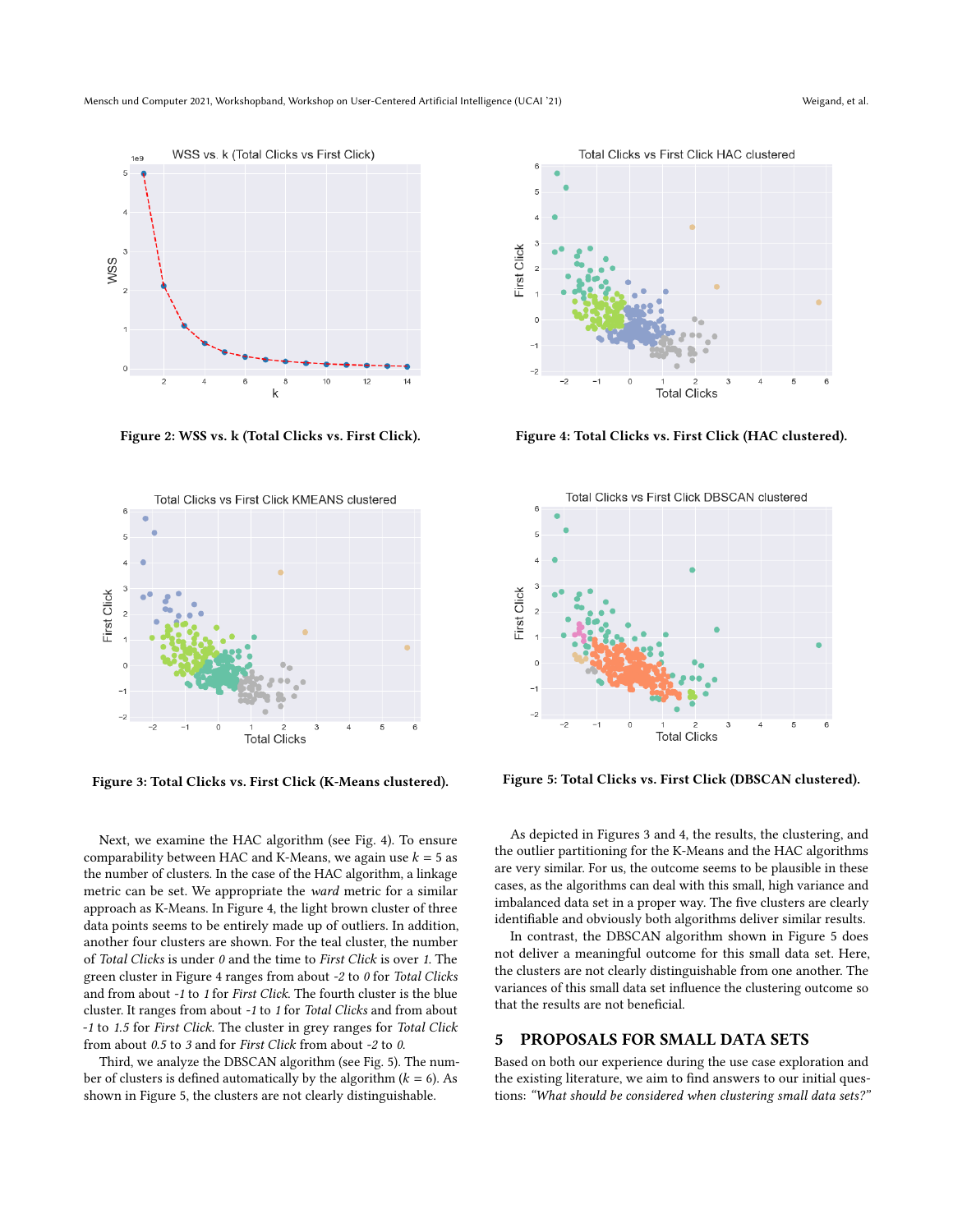Figure 2: WSS vs. k (Total Clicks vs. First Click).

Figure 4: Total Clicks vs. First Click (HAC clustered).

Figure 3: Total Clicks vs. First Click (K-Means clustered).

Figure 5: Total Clicks vs. First Click (DBSCAN clustered).

Next, we examine the HAC algorithm (see Fig. 4). To ensure comparability between HAC and K-Means, we again use $k = 5$ as the number of clusters. In the case of the HAC algorithm, a linkage metric can be set. We appropriate the *ward* metric for a similar approach as K-Means. In Figure 4, the light brown cluster of three data points seems to be entirely made up of outliers. In addition, another four clusters are shown. For the teal cluster, the number of *Total Clicks* is under *0* and the time to *First Click* is over *1*. The green cluster in Figure 4 ranges from about *-2* to *0* for *Total Clicks* and from about *-1* to *1* for *First Click*. The fourth cluster is the blue cluster. It ranges from about *-1* to *1* for *Total Clicks* and from about *-1* to *1.5* for *First Click*. The cluster in grey ranges for *Total Click* from about *0.5* to *3* and for *First Click* from about *-2* to *0*.

Third, we analyze the DBSCAN algorithm (see Fig. 5). The number of clusters is defined automatically by the algorithm ($k = 6$). As shown in Figure 5, the clusters are not clearly distinguishable.

As depicted in Figures 3 and 4, the results, the clustering, and the outlier partitioning for the K-Means and the HAC algorithms are very similar. For us, the outcome seems to be plausible in these cases, as the algorithms can deal with this small, high variance and imbalanced data set in a proper way. The five clusters are clearly identifiable and obviously both algorithms deliver similar results.

In contrast, the DBSCAN algorithm shown in Figure 5 does not deliver a meaningful outcome for this small data set. Here, the clusters are not clearly distinguishable from one another. The variances of this small data set influence the clustering outcome so that the results are not beneficial.

## 5 PROPOSALS FOR SMALL DATA SETS

Based on both our experience during the use case exploration and the existing literature, we aim to find answers to our initial questions: *"What should be considered when clustering small data sets?"*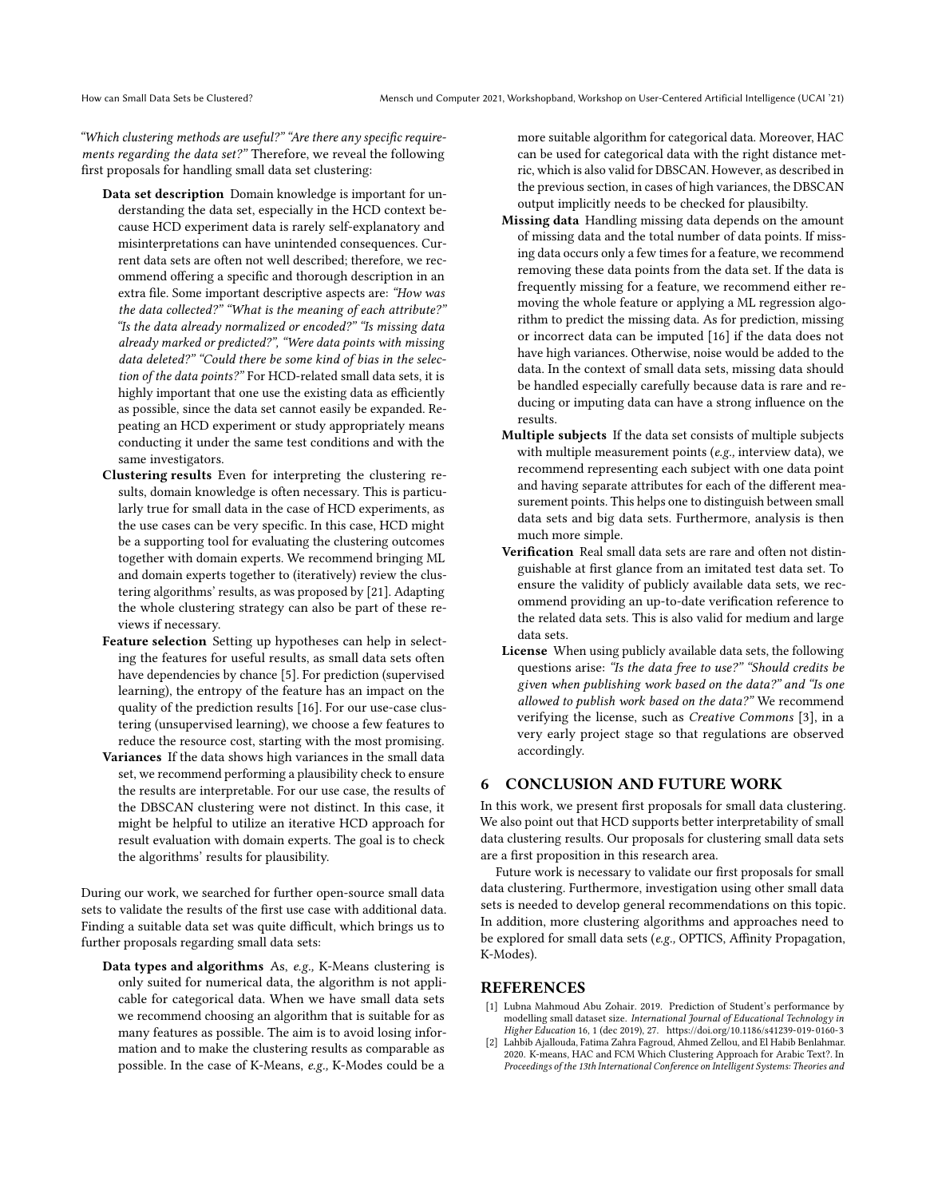*"Which clustering methods are useful?" "Are there any specific requirements regarding the data set?"* Therefore, we reveal the following first proposals for handling small data set clustering:

- **Data set description** Domain knowledge is important for understanding the data set, especially in the HCD context because HCD experiment data is rarely self-explanatory and misinterpretations can have unintended consequences. Current data sets are often not well described; therefore, we recommend offering a specific and thorough description in an extra file. Some important descriptive aspects are: *"How was the data collected?" "What is the meaning of each attribute?" "Is the data already normalized or encoded?" "Is missing data already marked or predicted?", "Were data points with missing data deleted?" "Could there be some kind of bias in the selection of the data points?"* For HCD-related small data sets, it is highly important that one use the existing data as efficiently as possible, since the data set cannot easily be expanded. Repeating an HCD experiment or study appropriately means conducting it under the same test conditions and with the same investigators.
- **Clustering results** Even for interpreting the clustering results, domain knowledge is often necessary. This is particularly true for small data in the case of HCD experiments, as the use cases can be very specific. In this case, HCD might be a supporting tool for evaluating the clustering outcomes together with domain experts. We recommend bringing ML and domain experts together to (iteratively) review the clustering algorithms' results, as was proposed by [21]. Adapting the whole clustering strategy can also be part of these reviews if necessary.
- **Feature selection** Setting up hypotheses can help in selecting the features for useful results, as small data sets often have dependencies by chance [5]. For prediction (supervised learning), the entropy of the feature has an impact on the quality of the prediction results [16]. For our use-case clustering (unsupervised learning), we choose a few features to reduce the resource cost, starting with the most promising.
- **Variances** If the data shows high variances in the small data set, we recommend performing a plausibility check to ensure the results are interpretable. For our use case, the results of the DBSCAN clustering were not distinct. In this case, it might be helpful to utilize an iterative HCD approach for result evaluation with domain experts. The goal is to check the algorithms' results for plausibility.

During our work, we searched for further open-source small data sets to validate the results of the first use case with additional data. Finding a suitable data set was quite difficult, which brings us to further proposals regarding small data sets:

- **Data types and algorithms** As, *e.g.,* K-Means clustering is only suited for numerical data, the algorithm is not applicable for categorical data. When we have small data sets we recommend choosing an algorithm that is suitable for as many features as possible. The aim is to avoid losing information and to make the clustering results as comparable as possible. In the case of K-Means, *e.g.,* K-Modes could be a more suitable algorithm for categorical data. Moreover, HAC can be used for categorical data with the right distance metric, which is also valid for DBSCAN. However, as described in the previous section, in cases of high variances, the DBSCAN output implicitly needs to be checked for plausibilty.
- **Missing data** Handling missing data depends on the amount of missing data and the total number of data points. If missing data occurs only a few times for a feature, we recommend removing these data points from the data set. If the data is frequently missing for a feature, we recommend either removing the whole feature or applying a ML regression algorithm to predict the missing data. As for prediction, missing or incorrect data can be imputed [16] if the data does not have high variances. Otherwise, noise would be added to the data. In the context of small data sets, missing data should be handled especially carefully because data is rare and reducing or imputing data can have a strong influence on the results.
- **Multiple subjects** If the data set consists of multiple subjects with multiple measurement points (*e.g.,* interview data), we recommend representing each subject with one data point and having separate attributes for each of the different measurement points. This helps one to distinguish between small data sets and big data sets. Furthermore, analysis is then much more simple.
- **Verification** Real small data sets are rare and often not distinguishable at first glance from an imitated test data set. To ensure the validity of publicly available data sets, we recommend providing an up-to-date verification reference to the related data sets. This is also valid for medium and large data sets.
- **License** When using publicly available data sets, the following questions arise: *"Is the data free to use?" "Should credits be given when publishing work based on the data?" and "Is one allowed to publish work based on the data?"* We recommend verifying the license, such as *Creative Commons* [3], in a very early project stage so that regulations are observed accordingly.

## 6 CONCLUSION AND FUTURE WORK

In this work, we present first proposals for small data clustering. We also point out that HCD supports better interpretability of small data clustering results. Our proposals for clustering small data sets are a first proposition in this research area.

Future work is necessary to validate our first proposals for small data clustering. Furthermore, investigation using other small data sets is needed to develop general recommendations on this topic. In addition, more clustering algorithms and approaches need to be explored for small data sets (*e.g.,* OPTICS, Affinity Propagation, K-Modes).

## REFERENCES

[1] Lubna Mahmoud Abu Zohair. 2019. Prediction of Student's performance by modelling small dataset size. *International Journal of Educational Technology in Higher Education* 16, 1 (dec 2019), 27. https://doi.org/10.1186/s41239-019-0160-3

[2] Lahbib Ajallouda, Fatima Zahra Fagroud, Ahmed Zellou, and El Habib Benlahmar. 2020. K-means, HAC and FCM Which Clustering Approach for Arabic Text?. In *Proceedings of the 13th International Conference on Intelligent Systems: Theories and*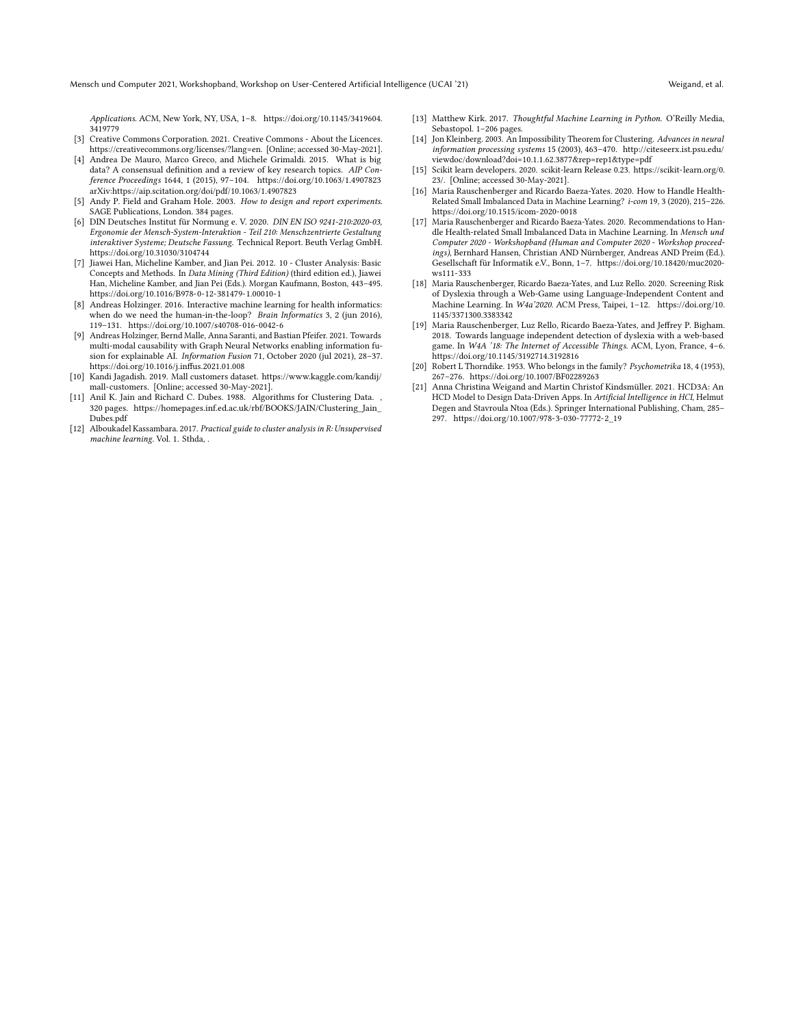*Applications*. ACM, New York, NY, USA, 1–8. https://doi.org/10.1145/3419604.3419779

[3] Creative Commons Corporation. 2021. Creative Commons - About the Licences. https://creativecommons.org/licenses/?lang=en. [Online; accessed 30-May-2021].

[4] Andrea De Mauro, Marco Greco, and Michele Grimaldi. 2015. What is big data? A consensual definition and a review of key research topics. *AIP Conference Proceedings* 1644, 1 (2015), 97–104. https://doi.org/10.1063/1.4907823 arXiv:https://aip.scitation.org/doi/pdf/10.1063/1.4907823

[5] Andy P. Field and Graham Hole. 2003. *How to design and report experiments*. SAGE Publications, London. 384 pages.

[6] DIN Deutsches Institut für Normung e. V. 2020. *DIN EN ISO 9241-210:2020-03, Ergonomie der Mensch-System-Interaktion - Teil 210: Menschzentrierte Gestaltung interaktiver Systeme; Deutsche Fassung.* Technical Report. Beuth Verlag GmbH. https://doi.org/10.31030/3104744

[7] Jiawei Han, Micheline Kamber, and Jian Pei. 2012. 10 - Cluster Analysis: Basic Concepts and Methods. In *Data Mining (Third Edition)* (third edition ed.), Jiawei Han, Micheline Kamber, and Jian Pei (Eds.). Morgan Kaufmann, Boston, 443–495. https://doi.org/10.1016/B978-0-12-381479-1.00010-1

[8] Andreas Holzinger. 2016. Interactive machine learning for health informatics: when do we need the human-in-the-loop? *Brain Informatics* 3, 2 (jun 2016), 119–131. https://doi.org/10.1007/s40708-016-0042-6

[9] Andreas Holzinger, Bernd Malle, Anna Saranti, and Bastian Pfeifer. 2021. Towards multi-modal causability with Graph Neural Networks enabling information fusion for explainable AI. *Information Fusion* 71, October 2020 (jul 2021), 28–37. https://doi.org/10.1016/j.inffus.2021.01.008

[10] Kandi Jagadish. 2019. Mall customers dataset. https://www.kaggle.com/kandij/mall-customers. [Online; accessed 30-May-2021].

[11] Anil K. Jain and Richard C. Dubes. 1988. Algorithms for Clustering Data. , 320 pages. https://homepages.inf.ed.ac.uk/rbf/BOOKS/JAIN/Clustering_Jain_Dubes.pdf

[12] Alboukadel Kassambara. 2017. *Practical guide to cluster analysis in R: Unsupervised machine learning*. Vol. 1. Sthda, .

[13] Matthew Kirk. 2017. *Thoughtful Machine Learning in Python*. O'Reilly Media, Sebastopol. 1–206 pages.

[14] Jon Kleinberg. 2003. An Impossibility Theorem for Clustering. *Advances in neural information processing systems* 15 (2003), 463–470. http://citeseerx.ist.psu.edu/viewdoc/download?doi=10.1.1.62.3877&rep=rep1&type=pdf

[15] Scikit learn developers. 2020. scikit-learn Release 0.23. https://scikit-learn.org/0.23/. [Online; accessed 30-May-2021].

[16] Maria Rauschenberger and Ricardo Baeza-Yates. 2020. How to Handle Health-Related Small Imbalanced Data in Machine Learning? *i-com* 19, 3 (2020), 215–226. https://doi.org/10.1515/icom-2020-0018

[17] Maria Rauschenberger and Ricardo Baeza-Yates. 2020. Recommendations to Handle Health-related Small Imbalanced Data in Machine Learning. In *Mensch und Computer 2020 - Workshopband (Human and Computer 2020 - Workshop proceedings)*, Bernhard Hansen, Christian AND Nürnberger, Andreas AND Preim (Ed.). Gesellschaft für Informatik e.V., Bonn, 1–7. https://doi.org/10.18420/muc2020-ws111-333

[18] Maria Rauschenberger, Ricardo Baeza-Yates, and Luz Rello. 2020. Screening Risk of Dyslexia through a Web-Game using Language-Independent Content and Machine Learning. In *W4a'2020*. ACM Press, Taipei, 1–12. https://doi.org/10.1145/3371300.3383342

[19] Maria Rauschenberger, Luz Rello, Ricardo Baeza-Yates, and Jeffrey P. Bigham. 2018. Towards language independent detection of dyslexia with a web-based game. In *W4A '18: The Internet of Accessible Things*. ACM, Lyon, France, 4–6. https://doi.org/10.1145/3192714.3192816

[20] Robert L Thorndike. 1953. Who belongs in the family? *Psychometrika* 18, 4 (1953), 267–276. https://doi.org/10.1007/BF02289263

[21] Anna Christina Weigand and Martin Christof Kindsmüller. 2021. HCD3A: An HCD Model to Design Data-Driven Apps. In *Artificial Intelligence in HCI*, Helmut Degen and Stavroula Ntoa (Eds.). Springer International Publishing, Cham, 285–297. https://doi.org/10.1007/978-3-030-77772-2_19